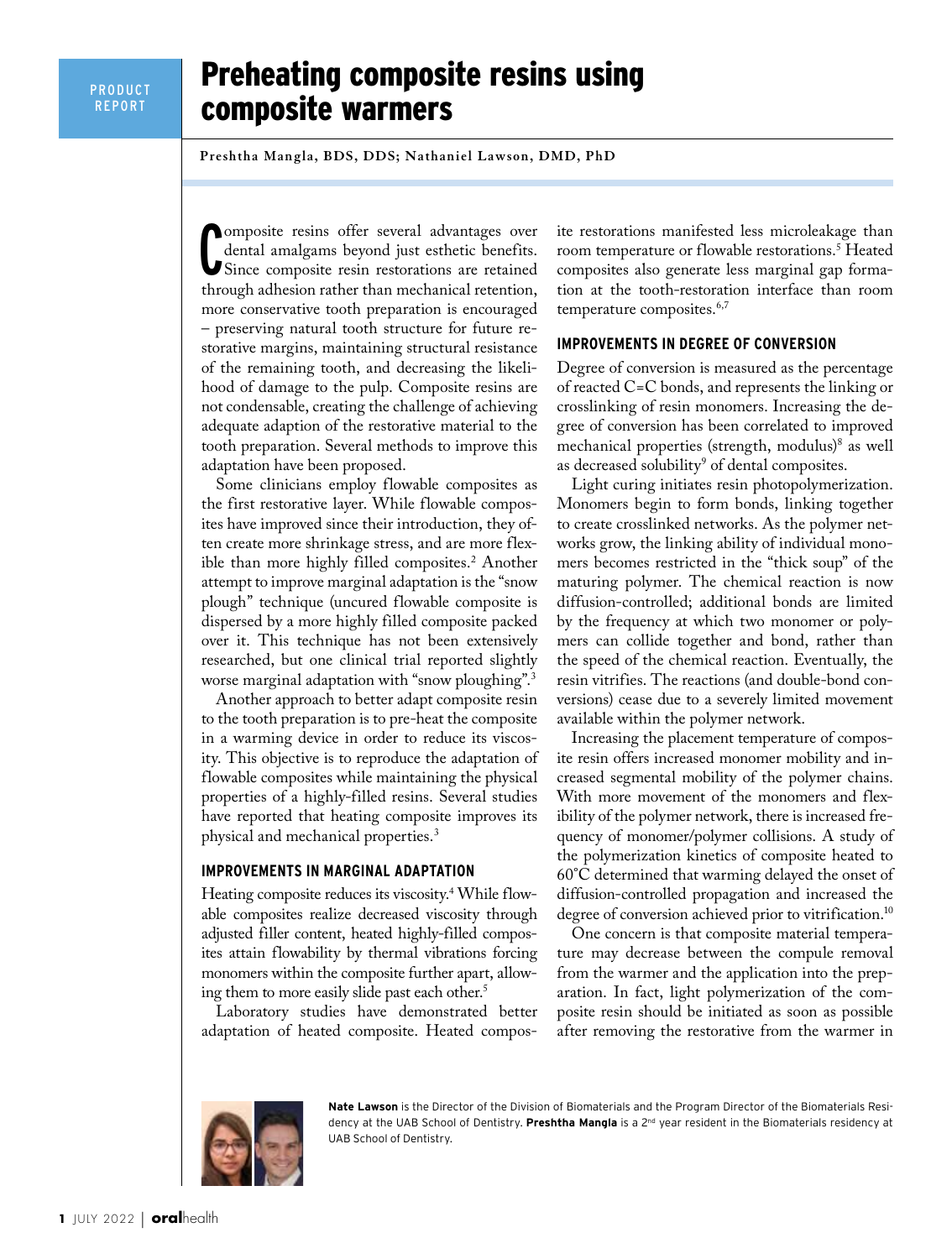# Preheating composite resins using composite warmers

**Preshtha Mangla, BDS, DDS; Nathaniel Lawson, DMD, PhD**

Composite resins offer several advantages over dental amalgams beyond just esthetic benefits. Since composite resin restorations are retained through adhesion rather than mechanical retention, more conservative tooth preparation is encouraged – preserving natural tooth structure for future restorative margins, maintaining structural resistance of the remaining tooth, and decreasing the likelihood of damage to the pulp. Composite resins are not condensable, creating the challenge of achieving adequate adaption of the restorative material to the tooth preparation. Several methods to improve this adaptation have been proposed.

Some clinicians employ flowable composites as the first restorative layer. While flowable composites have improved since their introduction, they often create more shrinkage stress, and are more flexible than more highly filled composites.[2] Another attempt to improve marginal adaptation is the "snow plough" technique (uncured flowable composite is dispersed by a more highly filled composite packed over it. This technique has not been extensively researched, but one clinical trial reported slightly worse marginal adaptation with "snow ploughing".[3]

Another approach to better adapt composite resin to the tooth preparation is to pre-heat the composite in a warming device in order to reduce its viscosity. This objective is to reproduce the adaptation of flowable composites while maintaining the physical properties of a highly-filled resins. Several studies have reported that heating composite improves its physical and mechanical properties.[3]

## IMPROVEMENTS IN MARGINAL ADAPTATION

Heating composite reduces its viscosity.[4] While flowable composites realize decreased viscosity through adjusted filler content, heated highly-filled composites attain flowability by thermal vibrations forcing monomers within the composite further apart, allowing them to more easily slide past each other.[5]

Laboratory studies have demonstrated better adaptation of heated composite. Heated composite restorations manifested less microleakage than room temperature or flowable restorations.[5] Heated composites also generate less marginal gap formation at the tooth-restoration interface than room temperature composites.[6,7]

## IMPROVEMENTS IN DEGREE OF CONVERSION

Degree of conversion is measured as the percentage of reacted C=C bonds, and represents the linking or crosslinking of resin monomers. Increasing the degree of conversion has been correlated to improved mechanical properties (strength, modulus)[8] as well as decreased solubility[9] of dental composites.

Light curing initiates resin photopolymerization. Monomers begin to form bonds, linking together to create crosslinked networks. As the polymer networks grow, the linking ability of individual monomers becomes restricted in the "thick soup" of the maturing polymer. The chemical reaction is now diffusion-controlled; additional bonds are limited by the frequency at which two monomer or polymers can collide together and bond, rather than the speed of the chemical reaction. Eventually, the resin vitrifies. The reactions (and double-bond conversions) cease due to a severely limited movement available within the polymer network.

Increasing the placement temperature of composite resin offers increased monomer mobility and increased segmental mobility of the polymer chains. With more movement of the monomers and flexibility of the polymer network, there is increased frequency of monomer/polymer collisions. A study of the polymerization kinetics of composite heated to 60°C determined that warming delayed the onset of diffusion-controlled propagation and increased the degree of conversion achieved prior to vitrification.[10]

One concern is that composite material temperature may decrease between the compule removal from the warmer and the application into the preparation. In fact, light polymerization of the composite resin should be initiated as soon as possible after removing the restorative from the warmer in

**Nate Lawson** is the Director of the Division of Biomaterials and the Program Director of the Biomaterials Residency at the UAB School of Dentistry. **Preshtha Mangla** is a 2nd year resident in the Biomaterials residency at UAB School of Dentistry.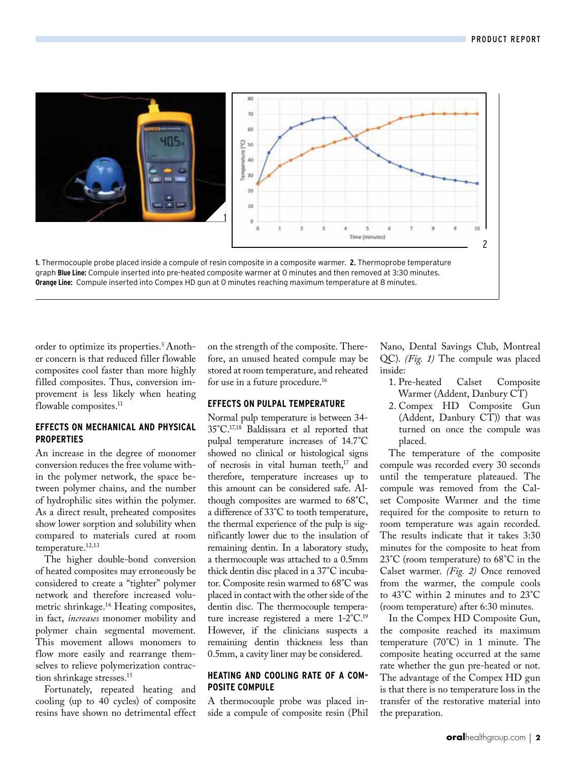**1.** Thermocouple probe placed inside a compule of resin composite in a composite warmer. **2.** Thermoprobe temperature graph **Blue Line:** Compule inserted into pre-heated composite warmer at 0 minutes and then removed at 3:30 minutes. **Orange Line:** Compule inserted into Compex HD gun at 0 minutes reaching maximum temperature at 8 minutes.

order to optimize its properties.[5] Another concern is that reduced filler flowable composites cool faster than more highly filled composites. Thus, conversion improvement is less likely when heating flowable composites.[11]

### EFFECTS ON MECHANICAL AND PHYSICAL PROPERTIES

An increase in the degree of monomer conversion reduces the free volume within the polymer network, the space between polymer chains, and the number of hydrophilic sites within the polymer. As a direct result, preheated composites show lower sorption and solubility when compared to materials cured at room temperature.[12,13]

The higher double-bond conversion of heated composites may erroneously be considered to create a "tighter" polymer network and therefore increased volumetric shrinkage.[14] Heating composites, in fact, *increases* monomer mobility and polymer chain segmental movement. This movement allows monomers to flow more easily and rearrange themselves to relieve polymerization contraction shrinkage stresses.[15]

Fortunately, repeated heating and cooling (up to 40 cycles) of composite resins have shown no detrimental effect on the strength of the composite. Therefore, an unused heated compule may be stored at room temperature, and reheated for use in a future procedure.[16]

### EFFECTS ON PULPAL TEMPERATURE

Normal pulp temperature is between 34-35°C.[17,18] Baldissara et al reported that pulpal temperature increases of 14.7°C showed no clinical or histological signs of necrosis in vital human teeth,[17] and therefore, temperature increases up to this amount can be considered safe. Although composites are warmed to 68°C, a difference of 33°C to tooth temperature, the thermal experience of the pulp is significantly lower due to the insulation of remaining dentin. In a laboratory study, a thermocouple was attached to a 0.5mm thick dentin disc placed in a 37°C incubator. Composite resin warmed to 68°C was placed in contact with the other side of the dentin disc. The thermocouple temperature increase registered a mere 1-2°C.[19] However, if the clinicians suspects a remaining dentin thickness less than 0.5mm, a cavity liner may be considered.

### HEATING AND COOLING RATE OF A COMPOSITE COMPULE

A thermocouple probe was placed inside a compule of composite resin (Phil Nano, Dental Savings Club, Montreal QC). *(Fig. 1)* The compule was placed inside:

1. Pre-heated Calset Composite Warmer (Addent, Danbury CT)
2. Compex HD Composite Gun (Addent, Danbury CT)) that was turned on once the compule was placed.

The temperature of the composite compule was recorded every 30 seconds until the temperature plateaued. The compule was removed from the Calset Composite Warmer and the time required for the composite to return to room temperature was again recorded. The results indicate that it takes 3:30 minutes for the composite to heat from 23°C (room temperature) to 68°C in the Calset warmer. *(Fig. 2)* Once removed from the warmer, the compule cools to 43°C within 2 minutes and to 23°C (room temperature) after 6:30 minutes.

In the Compex HD Composite Gun, the composite reached its maximum temperature (70°C) in 1 minute. The composite heating occurred at the same rate whether the gun pre-heated or not. The advantage of the Compex HD gun is that there is no temperature loss in the transfer of the restorative material into the preparation.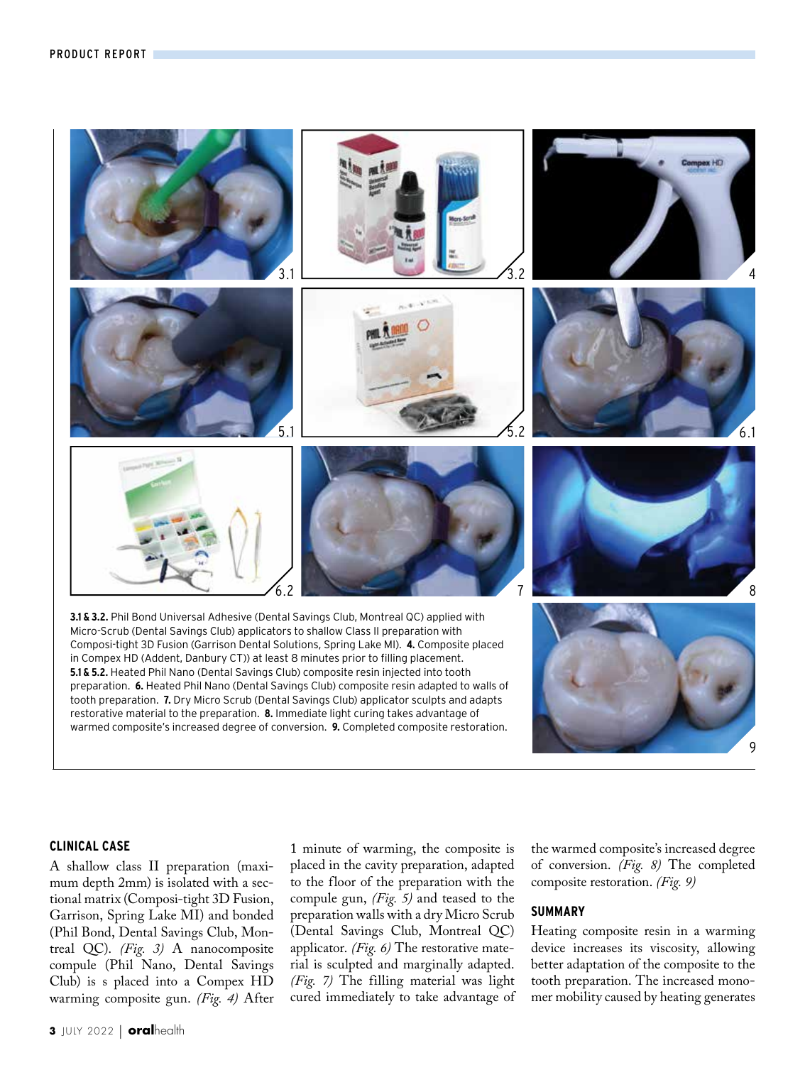**3.1 & 3.2.** Phil Bond Universal Adhesive (Dental Savings Club, Montreal QC) applied with Micro-Scrub (Dental Savings Club) applicators to shallow Class II preparation with Composi-tight 3D Fusion (Garrison Dental Solutions, Spring Lake MI). **4.** Composite placed in Compex HD (Addent, Danbury CT)) at least 8 minutes prior to filling placement. **5.1 & 5.2.** Heated Phil Nano (Dental Savings Club) composite resin injected into tooth preparation. **6.** Heated Phil Nano (Dental Savings Club) composite resin adapted to walls of tooth preparation. **7.** Dry Micro Scrub (Dental Savings Club) applicator sculpts and adapts restorative material to the preparation. **8.** Immediate light curing takes advantage of warmed composite's increased degree of conversion. **9.** Completed composite restoration.

## CLINICAL CASE

A shallow class II preparation (maximum depth 2mm) is isolated with a sectional matrix (Composi-tight 3D Fusion, Garrison, Spring Lake MI) and bonded (Phil Bond, Dental Savings Club, Montreal QC). *(Fig. 3)* A nanocomposite compule (Phil Nano, Dental Savings Club) is s placed into a Compex HD warming composite gun. *(Fig. 4)* After 1 minute of warming, the composite is placed in the cavity preparation, adapted to the floor of the preparation with the compule gun, *(Fig. 5)* and teased to the preparation walls with a dry Micro Scrub (Dental Savings Club, Montreal QC) applicator. *(Fig. 6)* The restorative material is sculpted and marginally adapted. *(Fig. 7)* The filling material was light cured immediately to take advantage of the warmed composite's increased degree of conversion. *(Fig. 8)* The completed composite restoration. *(Fig. 9)*

## SUMMARY

Heating composite resin in a warming device increases its viscosity, allowing better adaptation of the composite to the tooth preparation. The increased monomer mobility caused by heating generates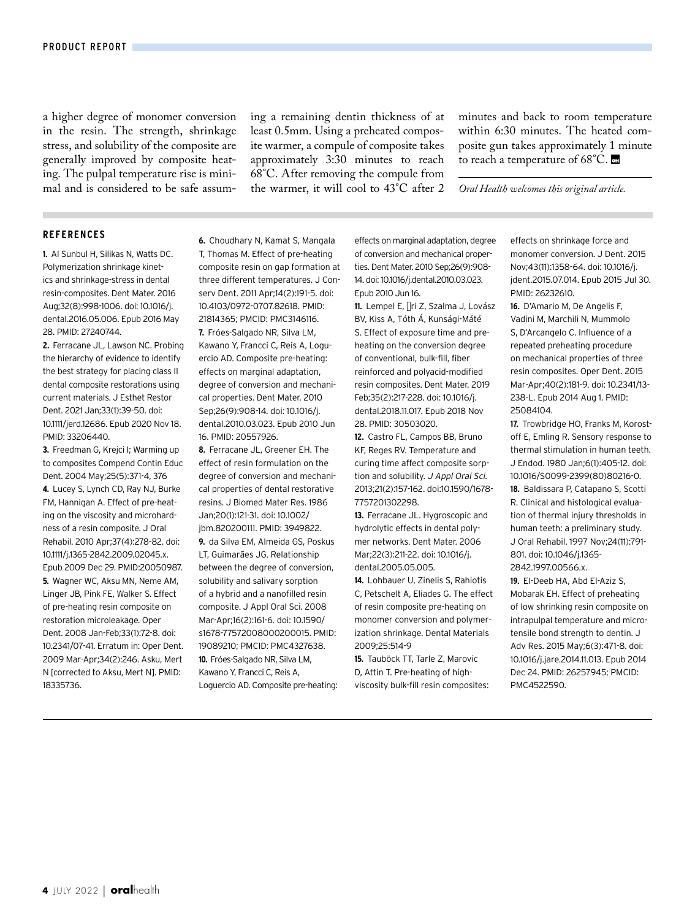a higher degree of monomer conversion in the resin. The strength, shrinkage stress, and solubility of the composite are generally improved by composite heating. The pulpal temperature rise is minimal and is considered to be safe assuming a remaining dentin thickness of at least 0.5mm. Using a preheated composite warmer, a compule of composite takes approximately 3:30 minutes to reach 68°C. After removing the compule from the warmer, it will cool to 43°C after 2 minutes and back to room temperature within 6:30 minutes. The heated composite gun takes approximately 1 minute to reach a temperature of 68°C.

*Oral Health welcomes this original article.*

## REFERENCES

1. Al Sunbul H, Silikas N, Watts DC. Polymerization shrinkage kinetics and shrinkage-stress in dental resin-composites. Dent Mater. 2016 Aug;32(8):998-1006. doi: 10.1016/j.dental.2016.05.006. Epub 2016 May 28. PMID: 27240744.
2. Ferracane JL, Lawson NC. Probing the hierarchy of evidence to identify the best strategy for placing class II dental composite restorations using current materials. J Esthet Restor Dent. 2021 Jan;33(1):39-50. doi: 10.1111/jerd.12686. Epub 2020 Nov 18. PMID: 33206440.
3. Freedman G, Krejci I; Warming up to composites Compend Contin Educ Dent. 2004 May;25(5):371-4, 376
4. Lucey S, Lynch CD, Ray NJ, Burke FM, Hannigan A. Effect of pre-heating on the viscosity and microhardness of a resin composite. J Oral Rehabil. 2010 Apr;37(4):278-82. doi: 10.1111/j.1365-2842.2009.02045.x. Epub 2009 Dec 29. PMID:20050987.
5. Wagner WC, Aksu MN, Neme AM, Linger JB, Pink FE, Walker S. Effect of pre-heating resin composite on restoration microleakage. Oper Dent. 2008 Jan-Feb;33(1):72-8. doi: 10.2341/07-41. Erratum in: Oper Dent. 2009 Mar-Apr;34(2):246. Asku, Mert N [corrected to Aksu, Mert N]. PMID: 18335736.
6. Choudhary N, Kamat S, Mangala T, Thomas M. Effect of pre-heating composite resin on gap formation at three different temperatures. J Conserv Dent. 2011 Apr;14(2):191-5. doi: 10.4103/0972-0707.82618. PMID: 21814365; PMCID: PMC3146116.
7. Fróes-Salgado NR, Silva LM, Kawano Y, Francci C, Reis A, Loguercio AD. Composite pre-heating: effects on marginal adaptation, degree of conversion and mechanical properties. Dent Mater. 2010 Sep;26(9):908-14. doi: 10.1016/j.dental.2010.03.023. Epub 2010 Jun 16. PMID: 20557926.
8. Ferracane JL, Greener EH. The effect of resin formulation on the degree of conversion and mechanical properties of dental restorative resins. J Biomed Mater Res. 1986 Jan;20(1):121-31. doi: 10.1002/jbm.820200111. PMID: 3949822.
9. da Silva EM, Almeida GS, Poskus LT, Guimarães JG. Relationship between the degree of conversion, solubility and salivary sorption of a hybrid and a nanofilled resin composite. J Appl Oral Sci. 2008 Mar-Apr;16(2):161-6. doi: 10.1590/s1678-77572008000200015. PMID: 19089210; PMCID: PMC4327638.
10. Fróes-Salgado NR, Silva LM, Kawano Y, Francci C, Reis A, Loguercio AD. Composite pre-heating: effects on marginal adaptation, degree of conversion and mechanical properties. Dent Mater. 2010 Sep;26(9):908-14. doi: 10.1016/j.dental.2010.03.023. Epub 2010 Jun 16.
11. Lempel E, ri Z, Szalma J, Lovász BV, Kiss A, Tóth Á, Kunsági-Máté S. Effect of exposure time and pre-heating on the conversion degree of conventional, bulk-fill, fiber reinforced and polyacid-modified resin composites. Dent Mater. 2019 Feb;35(2):217-228. doi: 10.1016/j.dental.2018.11.017. Epub 2018 Nov 28. PMID: 30503020.
12. Castro FL, Campos BB, Bruno KF, Reges RV. Temperature and curing time affect composite sorption and solubility. *J Appl Oral Sci.* 2013;21(2):157-162. doi:10.1590/1678-7757201302298.
13. Ferracane JL. Hygroscopic and hydrolytic effects in dental polymer networks. Dent Mater. 2006 Mar;22(3):211-22. doi: 10.1016/j.dental.2005.05.005.
14. Lohbauer U, Zinelis S, Rahiotis C, Petschelt A, Eliades G. The effect of resin composite pre-heating on monomer conversion and polymerization shrinkage. Dental Materials 2009;25:514-9
15. Tauböck TT, Tarle Z, Marovic D, Attin T. Pre-heating of high-viscosity bulk-fill resin composites: effects on shrinkage force and monomer conversion. J Dent. 2015 Nov;43(11):1358-64. doi: 10.1016/j.jdent.2015.07.014. Epub 2015 Jul 30. PMID: 26232610.
16. D'Amario M, De Angelis F, Vadini M, Marchili N, Mummolo S, D'Arcangelo C. Influence of a repeated preheating procedure on mechanical properties of three resin composites. Oper Dent. 2015 Mar-Apr;40(2):181-9. doi: 10.2341/13-238-L. Epub 2014 Aug 1. PMID: 25084104.
17. Trowbridge HO, Franks M, Korostoff E, Emling R. Sensory response to thermal stimulation in human teeth. J Endod. 1980 Jan;6(1):405-12. doi: 10.1016/S0099-2399(80)80216-0.
18. Baldissara P, Catapano S, Scotti R. Clinical and histological evaluation of thermal injury thresholds in human teeth: a preliminary study. J Oral Rehabil. 1997 Nov;24(11):791-801. doi: 10.1046/j.1365-2842.1997.00566.x.
19. El-Deeb HA, Abd El-Aziz S, Mobarak EH. Effect of preheating of low shrinking resin composite on intrapulpal temperature and microtensile bond strength to dentin. J Adv Res. 2015 May;6(3):471-8. doi: 10.1016/j.jare.2014.11.013. Epub 2014 Dec 24. PMID: 26257945; PMCID: PMC4522590.